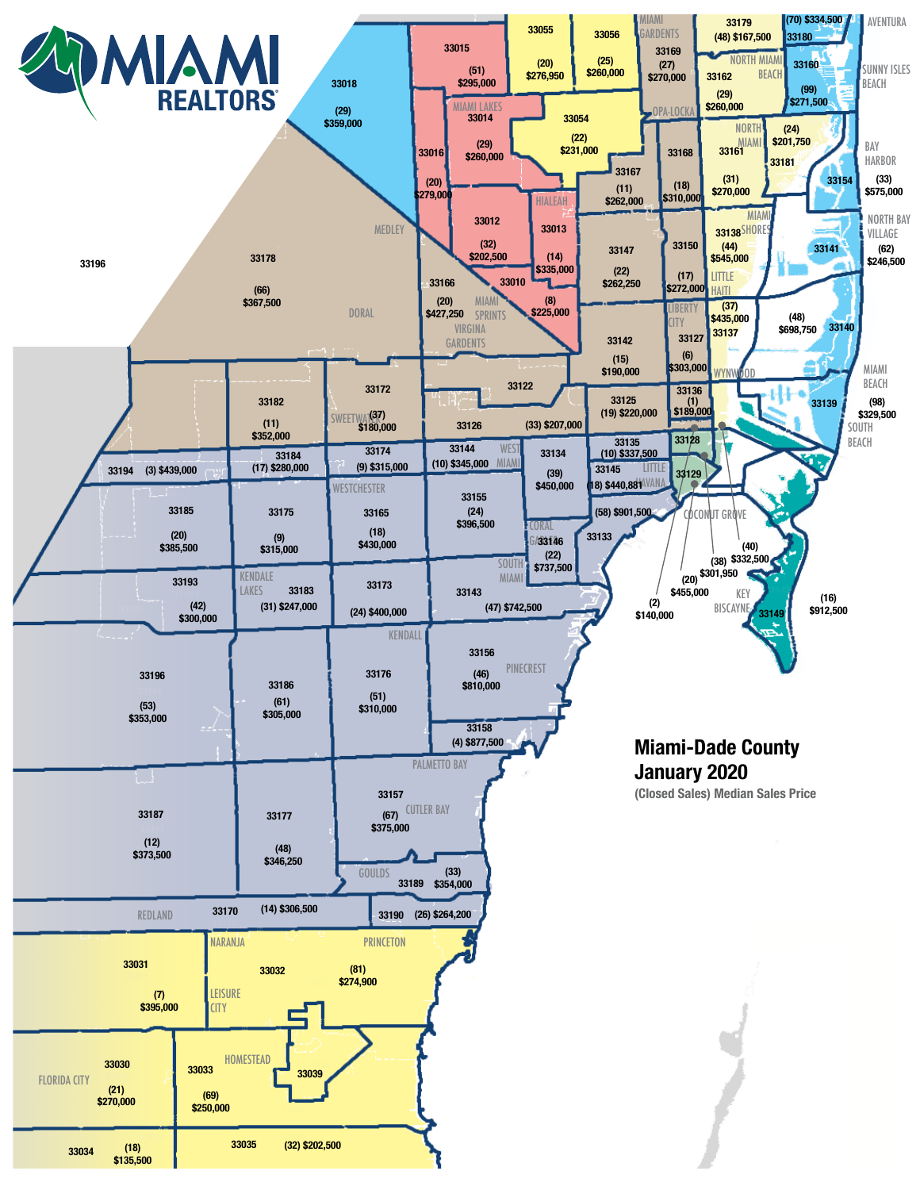# Miami-Dade County January 2020

(Closed Sales) Median Sales Price

MIAMI REALTORS®

| Zip Code | Area | Closed Sales | Median Sales Price |
|---|---|---|---|
| 33015 | | (51) | $295,000 |
| 33055 | | (20) | $276,950 |
| 33056 | | (25) | $260,000 |
| 33169 | Miami Gardens | (27) | $270,000 |
| 33179 | | (48) | $167,500 |
| 33180 | Aventura | (70) | $334,500 |
| 33160 | Sunny Isles Beach | (99) | $271,500 |
| 33162 | North Miami Beach | (29) | $260,000 |
| 33018 | | (29) | $359,000 |
| 33014 | Miami Lakes | (29) | $260,000 |
| 33054 | Opa-Locka | (22) | $231,000 |
| 33016 | | (20) | $279,000 |
| 33167 | | (11) | $262,000 |
| 33168 | | (18) | $310,000 |
| 33161 | North Miami | (31) | $270,000 |
| 33181 | | (24) | $201,750 |
| 33154 | Bay Harbor | (33) | $575,000 |
| 33012 | Hialeah | (32) | $202,500 |
| 33013 | | (14) | $335,000 |
| 33010 | | (8) | $225,000 |
| 33147 | | (22) | $262,250 |
| 33150 | | (17) | $272,000 |
| 33138 | Miami Shores | (44) | $545,000 |
| 33141 | North Bay Village | (62) | $246,500 |
| 33178 | Medley / Doral | (66) | $367,500 |
| 33196 | | | |
| 33166 | Miami Springs / Virgina Gardens | (20) | $427,250 |
| 33137 | Little Haiti | (37) | $435,000 |
| 33140 | | (48) | $698,750 |
| 33142 | | (15) | $190,000 |
| 33127 | Liberty City | (6) | $303,000 |
| 33139 | Miami Beach / South Beach | (98) | $329,500 |
| 33172 | Sweetwater | (37) | $180,000 |
| 33182 | | (11) | $352,000 |
| 33122 | | | |
| 33126 | | (33) | $207,000 |
| 33125 | | (19) | $220,000 |
| 33136 | Wynwood | (1) | $189,000 |
| 33128 | | | |
| 33184 | | (17) | $280,000 |
| 33174 | | (9) | $315,000 |
| 33144 | West Miami | (10) | $345,000 |
| 33135 | | (10) | $337,500 |
| 33194 | | (3) | $439,000 |
| 33134 | | (39) | $450,000 |
| 33145 | Little Havana | (18) | $440,881 |
| 33129 | | | |
| 33185 | | (20) | $385,500 |
| 33175 | Westchester | (9) | $315,000 |
| 33165 | | (18) | $430,000 |
| 33155 | | (24) | $396,500 |
| 33133 | Coconut Grove | (58) | $901,500 |
| 33146 | Coral Gables | (22) | $737,500 |
| 33193 | | (42) | $300,000 |
| 33183 | Kendale Lakes | (31) | $247,000 |
| 33173 | | (24) | $400,000 |
| 33143 | South Miami | (47) | $742,500 |
| 33149 | Key Biscayne | (16) | $912,500 |
| 33156 | Pinecrest | (46) | $810,000 |
| 33196 | | (53) | $353,000 |
| 33186 | | (61) | $305,000 |
| 33176 | Kendall | (51) | $310,000 |
| 33158 | Palmetto Bay | (4) | $877,500 |
| 33187 | | (12) | $373,500 |
| 33177 | | (48) | $346,250 |
| 33157 | Cutler Bay | (67) | $375,000 |
| 33189 | Goulds | (33) | $354,000 |
| 33170 | Redland | (14) | $306,500 |
| 33190 | | (26) | $264,200 |
| 33031 | | (7) | $395,000 |
| 33032 | Naranja / Princeton / Leisure City | (81) | $274,900 |
| 33030 | Florida City | (21) | $270,000 |
| 33033 | Homestead | (69) | $250,000 |
| 33039 | | | |
| 33034 | | (18) | $135,500 |
| 33035 | | (32) | $202,500 |

Other downtown labels: (40) $332,500; (38) $301,952; (20) $455,000; (2) $140,000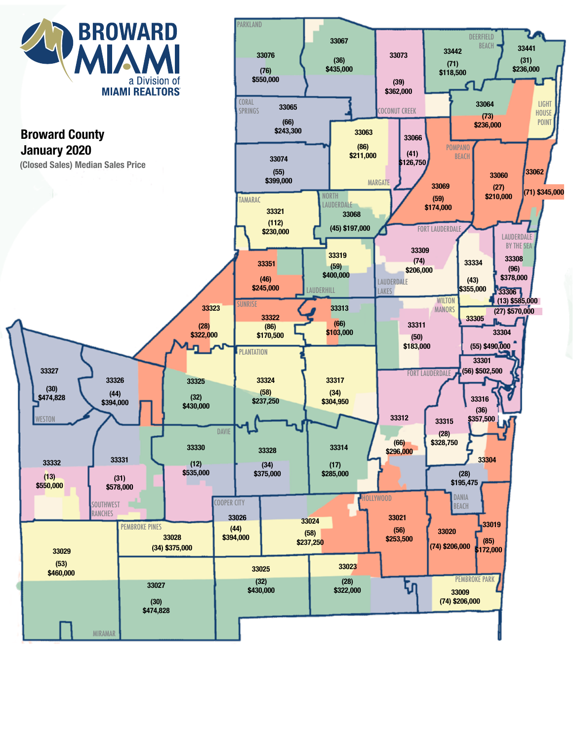# BROWARD MIAMI

a Division of MIAMI REALTORS

## Broward County January 2020

(Closed Sales) Median Sales Price

| ZIP Code | Area | Closed Sales | Median Sales Price |
|---|---|---|---|
| 33076 | Parkland | (76) | $550,000 |
| 33067 | | (36) | $435,000 |
| 33073 | Coconut Creek | (39) | $362,000 |
| 33442 | Deerfield Beach | (71) | $118,500 |
| 33441 | | (31) | $236,000 |
| 33065 | Coral Springs | (66) | $243,300 |
| 33064 | | (73) | $236,000 |
| 33063 | Margate | (86) | $211,000 |
| 33066 | | (41) | $126,750 |
| 33074 | | (55) | $399,000 |
| 33069 | Pompano Beach | (59) | $174,000 |
| 33060 | | (27) | $210,000 |
| 33062 | | (71) | $345,000 |
| 33321 | Tamarac | (112) | $230,000 |
| 33068 | North Lauderdale | (45) | $197,000 |
| 33309 | Fort Lauderdale | (74) | $206,000 |
| 33334 | | (43) | $355,000 |
| 33308 | Lauderdale by the Sea | (96) | $378,000 |
| 33351 | | (46) | $245,000 |
| 33319 | Lauderhill | (59) | $400,000 |
| 33306 | | (13) | $585,000 |
| 33305 | Wilton Manors | (27) | $570,000 |
| 33323 | | (28) | $322,000 |
| 33322 | Sunrise | (86) | $170,500 |
| 33313 | | (66) | $103,000 |
| 33311 | Lauderdale Lakes | (50) | $183,000 |
| 33304 | | (55) | $490,000 |
| 33301 | | (56) | $502,500 |
| 33327 | Weston | (30) | $474,828 |
| 33326 | | (44) | $394,000 |
| 33325 | | (32) | $430,000 |
| 33324 | Plantation | (58) | $237,250 |
| 33317 | | (34) | $304,950 |
| 33316 | | (36) | $357,500 |
| 33312 | Fort Lauderdale | (66) | $296,000 |
| 33315 | | (28) | $328,750 |
| 33330 | Davie | (12) | $535,000 |
| 33328 | | (34) | $375,000 |
| 33314 | | (17) | $285,000 |
| 33304 | | | |
| 33332 | | (13) | $550,000 |
| 33331 | Southwest Ranches | (31) | $578,000 |
| 33004 | Dania Beach | (28) | $195,475 |
| 33026 | Cooper City | (44) | $394,000 |
| 33024 | | (58) | $237,250 |
| 33021 | Hollywood | (56) | $253,500 |
| 33020 | | (74) | $206,000 |
| 33019 | | (85) | $172,000 |
| 33028 | Pembroke Pines | (34) | $375,000 |
| 33029 | | (53) | $460,000 |
| 33025 | | (32) | $430,000 |
| 33023 | | (28) | $322,000 |
| 33027 | Miramar | (30) | $474,828 |
| 33009 | Pembroke Park | (74) | $206,000 |

Other area labels: Light House Point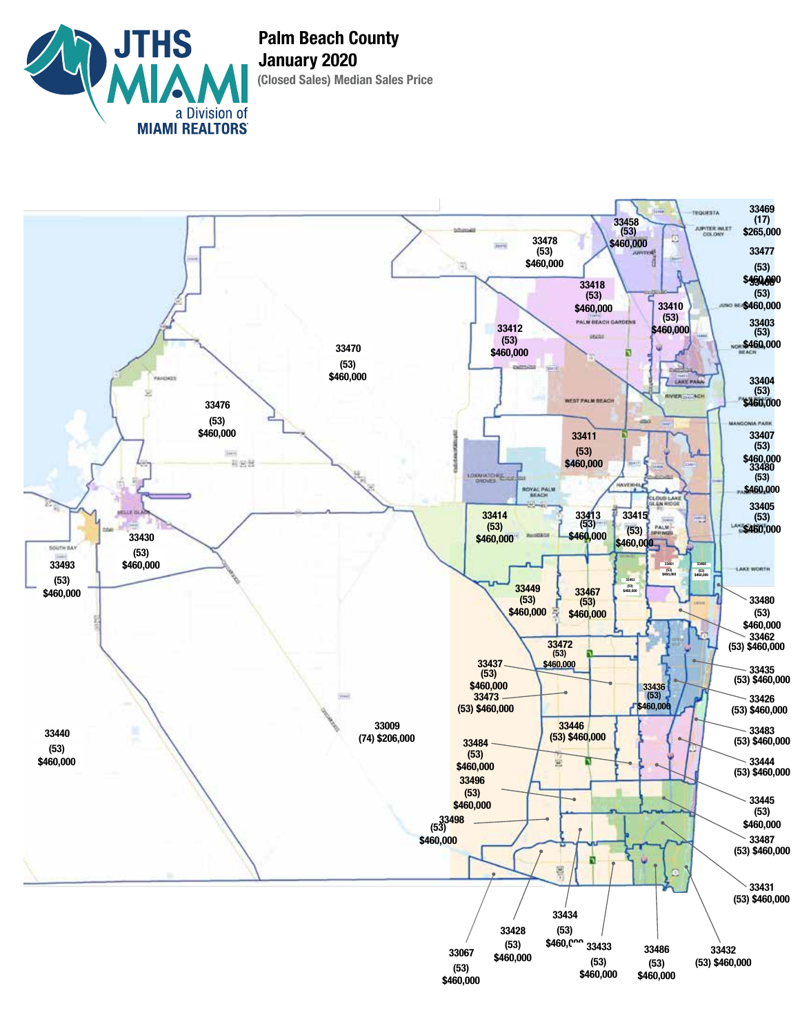# Palm Beach County

## January 2020

**(Closed Sales) Median Sales Price**

| ZIP Code | Closed Sales | Median Sales Price |
|---|---|---|
| 33469 | (17) | $265,000 |
| 33458 | (53) | $460,000 |
| 33478 | (53) | $460,000 |
| 33477 | (53) | $460,000 |
| 33408 | (53) | $460,000 |
| 33418 | (53) | $460,000 |
| 33410 | (53) | $460,000 |
| 33403 | (53) | $460,000 |
| 33412 | (53) | $460,000 |
| 33470 | (53) | $460,000 |
| 33404 | (53) | $460,000 |
| 33476 | (53) | $460,000 |
| 33411 | (53) | $460,000 |
| 33407 | (53) | $460,000 |
| 33480 | (53) | $460,000 |
| 33405 | (53) | $460,000 |
| 33414 | (53) | $460,000 |
| 33413 | (53) | $460,000 |
| 33415 | (53) | $460,000 |
| 33430 | (53) | $460,000 |
| 33493 | (53) | $460,000 |
| 33461 | (53) | $460,000 |
| 33460 | (53) | $460,000 |
| 33463 | (53) | $460,000 |
| 33449 | (53) | $460,000 |
| 33467 | (53) | $460,000 |
| 33480 | (53) | $460,000 |
| 33462 | (53) | $460,000 |
| 33472 | (53) | $460,000 |
| 33437 | (53) | $460,000 |
| 33435 | (53) | $460,000 |
| 33473 | (53) | $460,000 |
| 33436 | (53) | $460,000 |
| 33426 | (53) | $460,000 |
| 33440 | (53) | $460,000 |
| 33009 | (74) | $206,000 |
| 33446 | (53) | $460,000 |
| 33483 | (53) | $460,000 |
| 33484 | (53) | $460,000 |
| 33444 | (53) | $460,000 |
| 33496 | (53) | $460,000 |
| 33445 | (53) | $460,000 |
| 33498 | (53) | $460,000 |
| 33487 | (53) | $460,000 |
| 33431 | (53) | $460,000 |
| 33434 | (53) | $460,000 |
| 33428 | (53) | $460,000 |
| 33433 | (53) | $460,000 |
| 33486 | (53) | $460,000 |
| 33432 | (53) | $460,000 |
| 33067 | (53) | $460,000 |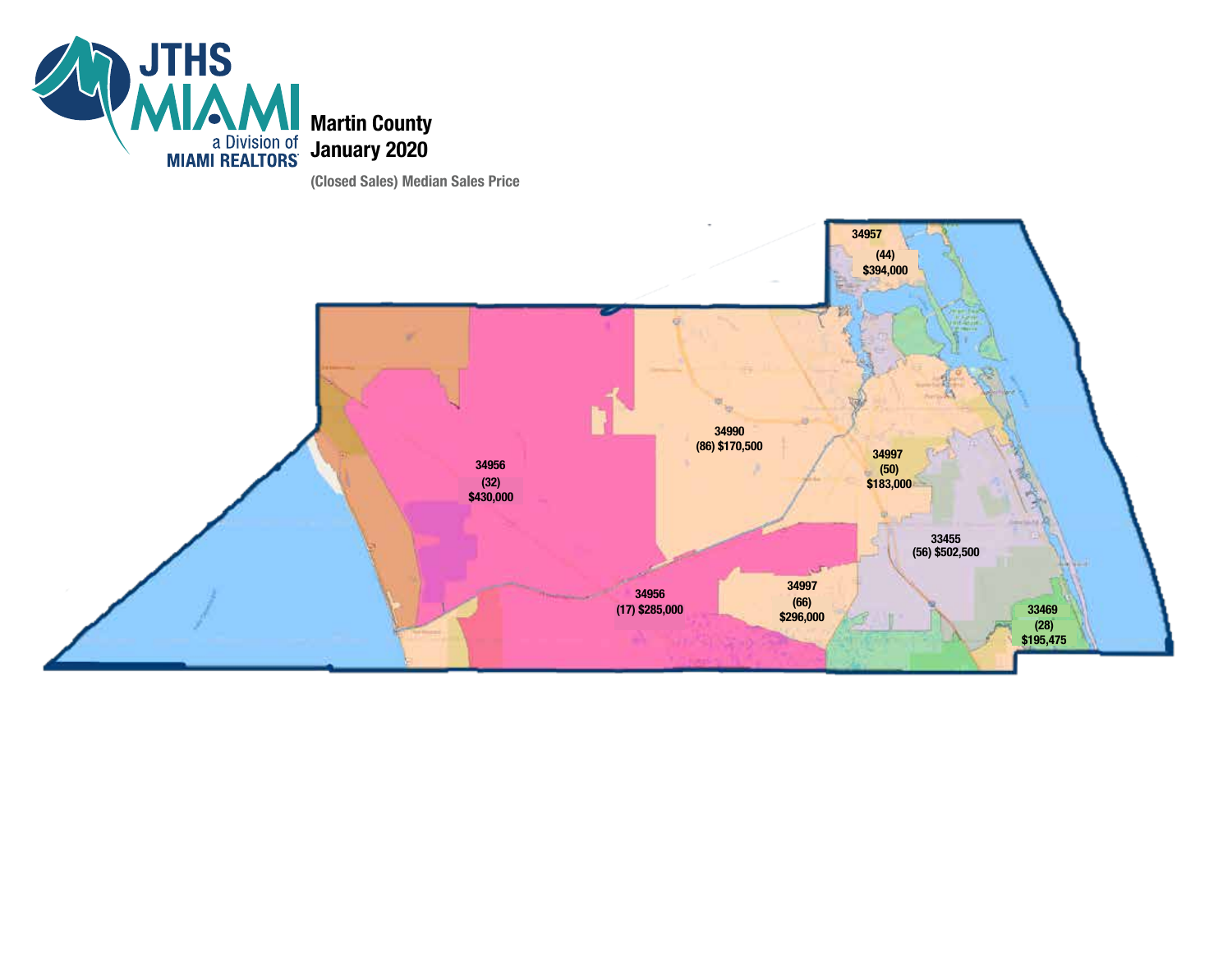JTHS MIAMI
a Division of MIAMI REALTORS

# Martin County
## January 2020

(Closed Sales) Median Sales Price

34957
(44)
$394,000

34990
(86) $170,500

34997
(50)
$183,000

34956
(32)
$430,000

33455
(56) $502,500

34956
(17) $285,000

34997
(66)
$296,000

33469
(28)
$195,475